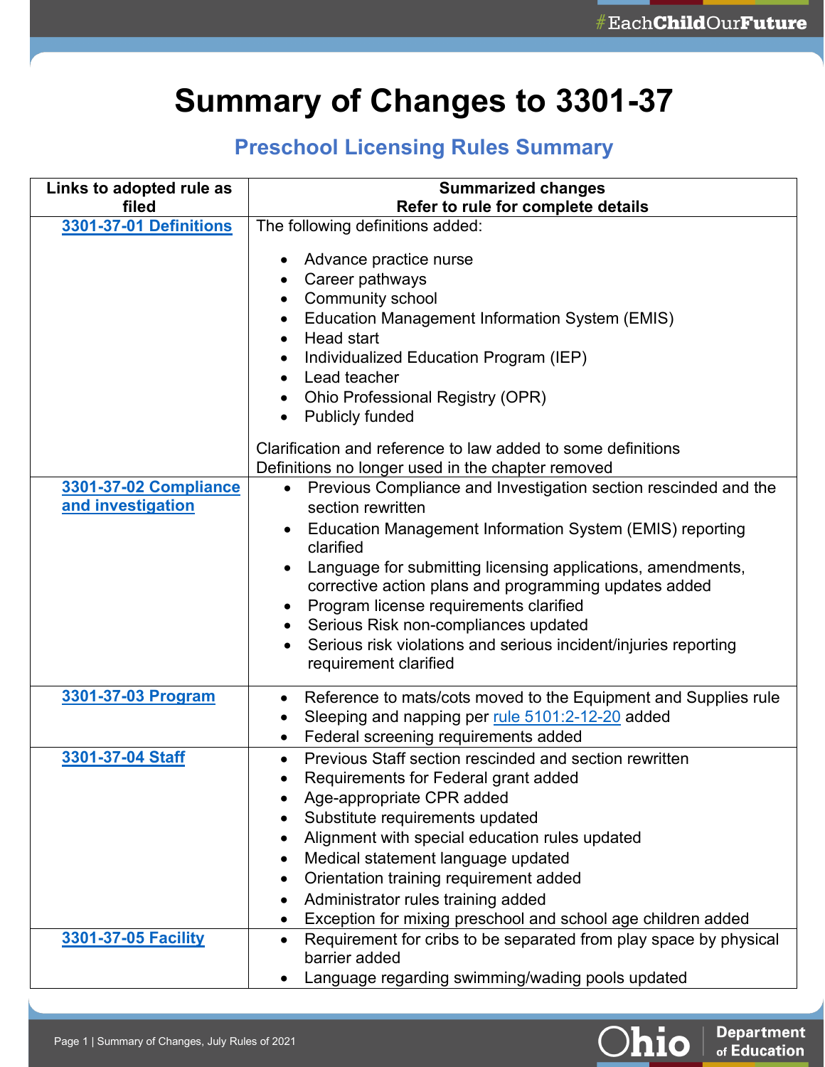# Summary of Changes to 3301-37

## Preschool Licensing Rules Summary

| Links to adopted rule as filed | Summarized changes<br>Refer to rule for complete details |
|---|---|
| [3301-37-01 Definitions]() | The following definitions added:<br>• Advance practice nurse<br>• Career pathways<br>• Community school<br>• Education Management Information System (EMIS)<br>• Head start<br>• Individualized Education Program (IEP)<br>• Lead teacher<br>• Ohio Professional Registry (OPR)<br>• Publicly funded<br><br>Clarification and reference to law added to some definitions<br>Definitions no longer used in the chapter removed |
| [3301-37-02 Compliance and investigation]() | • Previous Compliance and Investigation section rescinded and the section rewritten<br>• Education Management Information System (EMIS) reporting clarified<br>• Language for submitting licensing applications, amendments, corrective action plans and programming updates added<br>• Program license requirements clarified<br>• Serious Risk non-compliances updated<br>• Serious risk violations and serious incident/injuries reporting requirement clarified |
| [3301-37-03 Program]() | • Reference to mats/cots moved to the Equipment and Supplies rule<br>• Sleeping and napping per [rule 5101:2-12-20]() added<br>• Federal screening requirements added |
| [3301-37-04 Staff]() | • Previous Staff section rescinded and section rewritten<br>• Requirements for Federal grant added<br>• Age-appropriate CPR added<br>• Substitute requirements updated<br>• Alignment with special education rules updated<br>• Medical statement language updated<br>• Orientation training requirement added<br>• Administrator rules training added<br>• Exception for mixing preschool and school age children added |
| [3301-37-05 Facility]() | • Requirement for cribs to be separated from play space by physical barrier added<br>• Language regarding swimming/wading pools updated |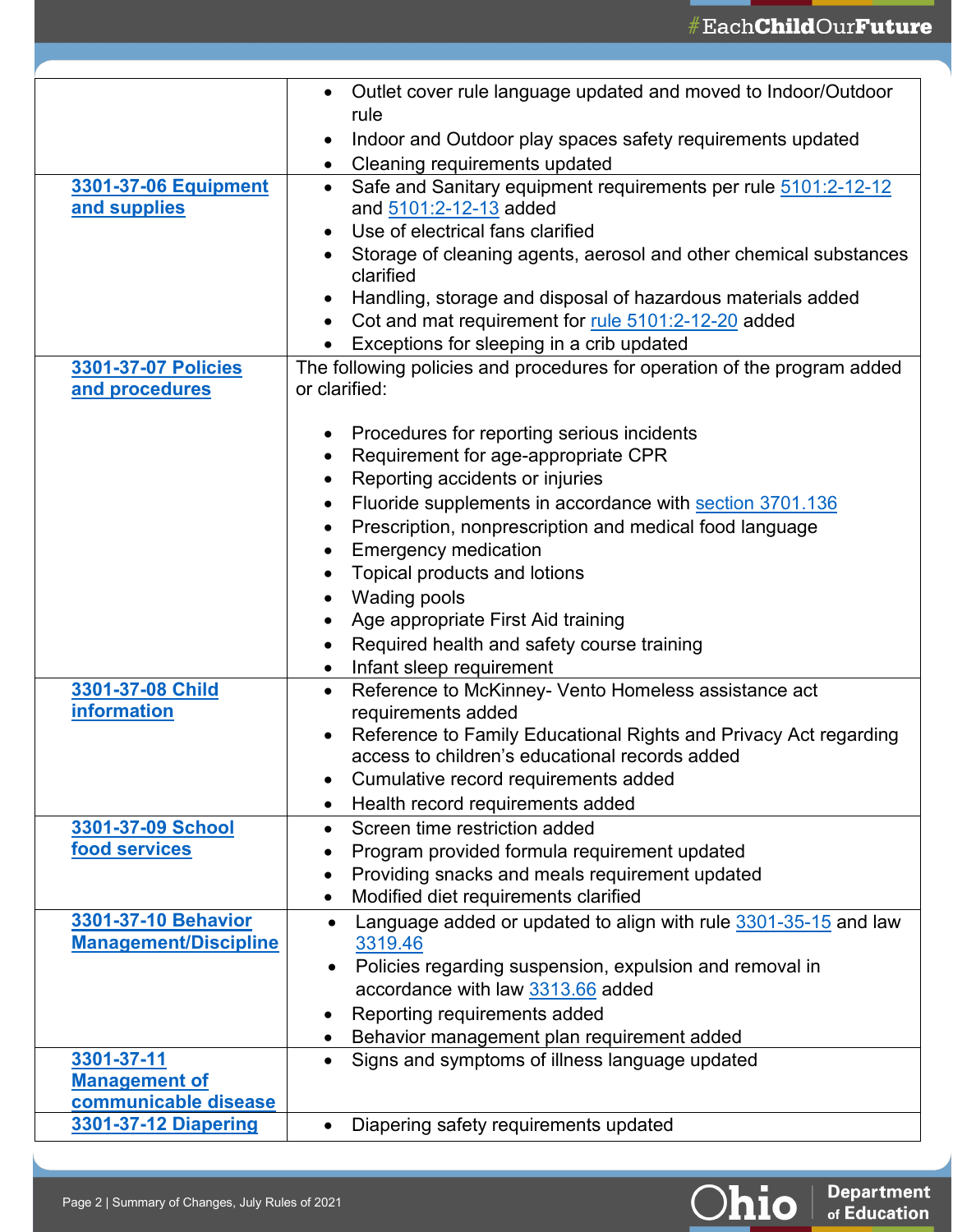| | |
|---|---|
| | • Outlet cover rule language updated and moved to Indoor/Outdoor rule<br>• Indoor and Outdoor play spaces safety requirements updated<br>• Cleaning requirements updated |
| **3301-37-06 Equipment and supplies** | • Safe and Sanitary equipment requirements per rule 5101:2-12-12 and 5101:2-12-13 added<br>• Use of electrical fans clarified<br>• Storage of cleaning agents, aerosol and other chemical substances clarified<br>• Handling, storage and disposal of hazardous materials added<br>• Cot and mat requirement for rule 5101:2-12-20 added<br>• Exceptions for sleeping in a crib updated |
| **3301-37-07 Policies and procedures** | The following policies and procedures for operation of the program added or clarified:<br><br>• Procedures for reporting serious incidents<br>• Requirement for age-appropriate CPR<br>• Reporting accidents or injuries<br>• Fluoride supplements in accordance with section 3701.136<br>• Prescription, nonprescription and medical food language<br>• Emergency medication<br>• Topical products and lotions<br>• Wading pools<br>• Age appropriate First Aid training<br>• Required health and safety course training<br>• Infant sleep requirement |
| **3301-37-08 Child information** | • Reference to McKinney- Vento Homeless assistance act requirements added<br>• Reference to Family Educational Rights and Privacy Act regarding access to children's educational records added<br>• Cumulative record requirements added<br>• Health record requirements added |
| **3301-37-09 School food services** | • Screen time restriction added<br>• Program provided formula requirement updated<br>• Providing snacks and meals requirement updated<br>• Modified diet requirements clarified |
| **3301-37-10 Behavior Management/Discipline** | • Language added or updated to align with rule 3301-35-15 and law 3319.46<br>• Policies regarding suspension, expulsion and removal in accordance with law 3313.66 added<br>• Reporting requirements added<br>• Behavior management plan requirement added |
| **3301-37-11 Management of communicable disease** | • Signs and symptoms of illness language updated |
| **3301-37-12 Diapering** | • Diapering safety requirements updated |